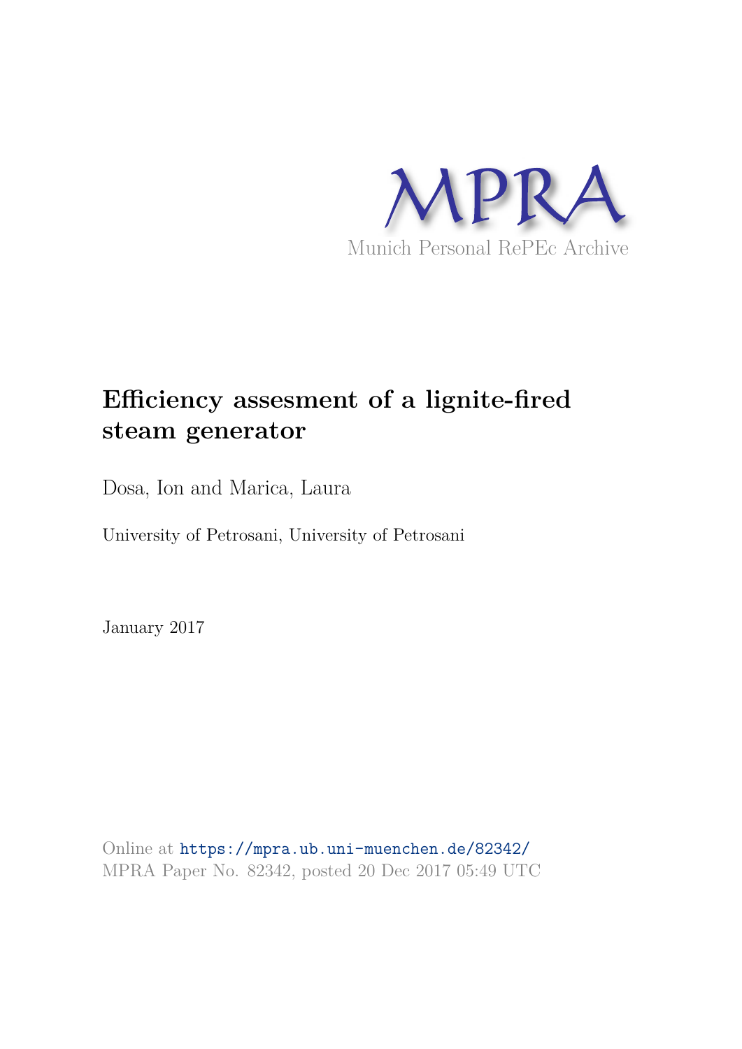MPRA

Munich Personal RePEc Archive

# Efficiency assesment of a lignite-fired steam generator

Dosa, Ion and Marica, Laura

University of Petrosani, University of Petrosani

January 2017

Online at https://mpra.ub.uni-muenchen.de/82342/
MPRA Paper No. 82342, posted 20 Dec 2017 05:49 UTC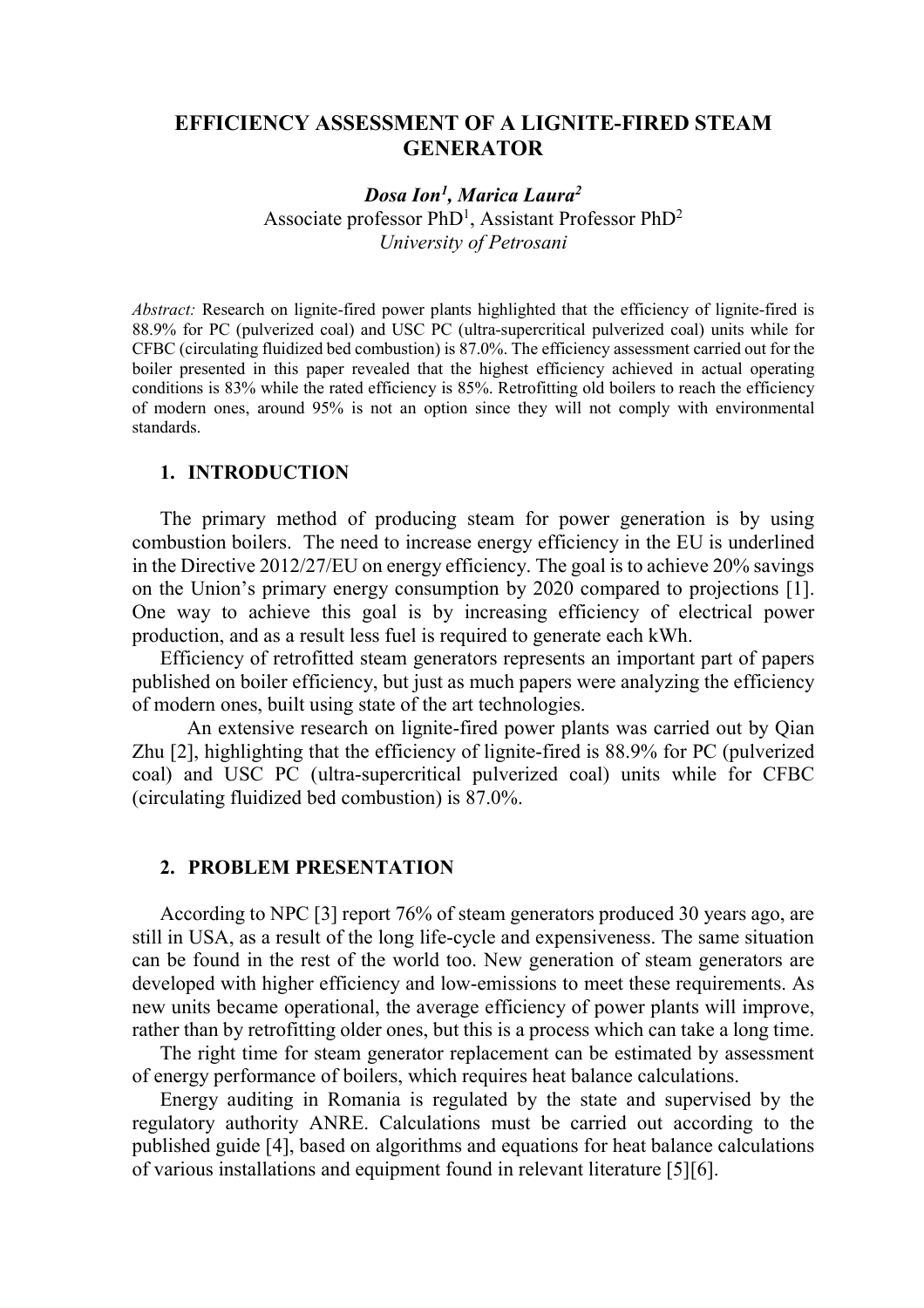# EFFICIENCY ASSESSMENT OF A LIGNITE-FIRED STEAM GENERATOR

***Dosa Ion[1], Marica Laura[2]***

Associate professor PhD[1], Assistant Professor PhD[2]

*University of Petrosani*

*Abstract:* Research on lignite-fired power plants highlighted that the efficiency of lignite-fired is 88.9% for PC (pulverized coal) and USC PC (ultra-supercritical pulverized coal) units while for CFBC (circulating fluidized bed combustion) is 87.0%. The efficiency assessment carried out for the boiler presented in this paper revealed that the highest efficiency achieved in actual operating conditions is 83% while the rated efficiency is 85%. Retrofitting old boilers to reach the efficiency of modern ones, around 95% is not an option since they will not comply with environmental standards.

## 1. INTRODUCTION

The primary method of producing steam for power generation is by using combustion boilers. The need to increase energy efficiency in the EU is underlined in the Directive 2012/27/EU on energy efficiency. The goal is to achieve 20% savings on the Union's primary energy consumption by 2020 compared to projections [1]. One way to achieve this goal is by increasing efficiency of electrical power production, and as a result less fuel is required to generate each kWh.

Efficiency of retrofitted steam generators represents an important part of papers published on boiler efficiency, but just as much papers were analyzing the efficiency of modern ones, built using state of the art technologies.

An extensive research on lignite-fired power plants was carried out by Qian Zhu [2], highlighting that the efficiency of lignite-fired is 88.9% for PC (pulverized coal) and USC PC (ultra-supercritical pulverized coal) units while for CFBC (circulating fluidized bed combustion) is 87.0%.

## 2. PROBLEM PRESENTATION

According to NPC [3] report 76% of steam generators produced 30 years ago, are still in USA, as a result of the long life-cycle and expensiveness. The same situation can be found in the rest of the world too. New generation of steam generators are developed with higher efficiency and low-emissions to meet these requirements. As new units became operational, the average efficiency of power plants will improve, rather than by retrofitting older ones, but this is a process which can take a long time.

The right time for steam generator replacement can be estimated by assessment of energy performance of boilers, which requires heat balance calculations.

Energy auditing in Romania is regulated by the state and supervised by the regulatory authority ANRE. Calculations must be carried out according to the published guide [4], based on algorithms and equations for heat balance calculations of various installations and equipment found in relevant literature [5][6].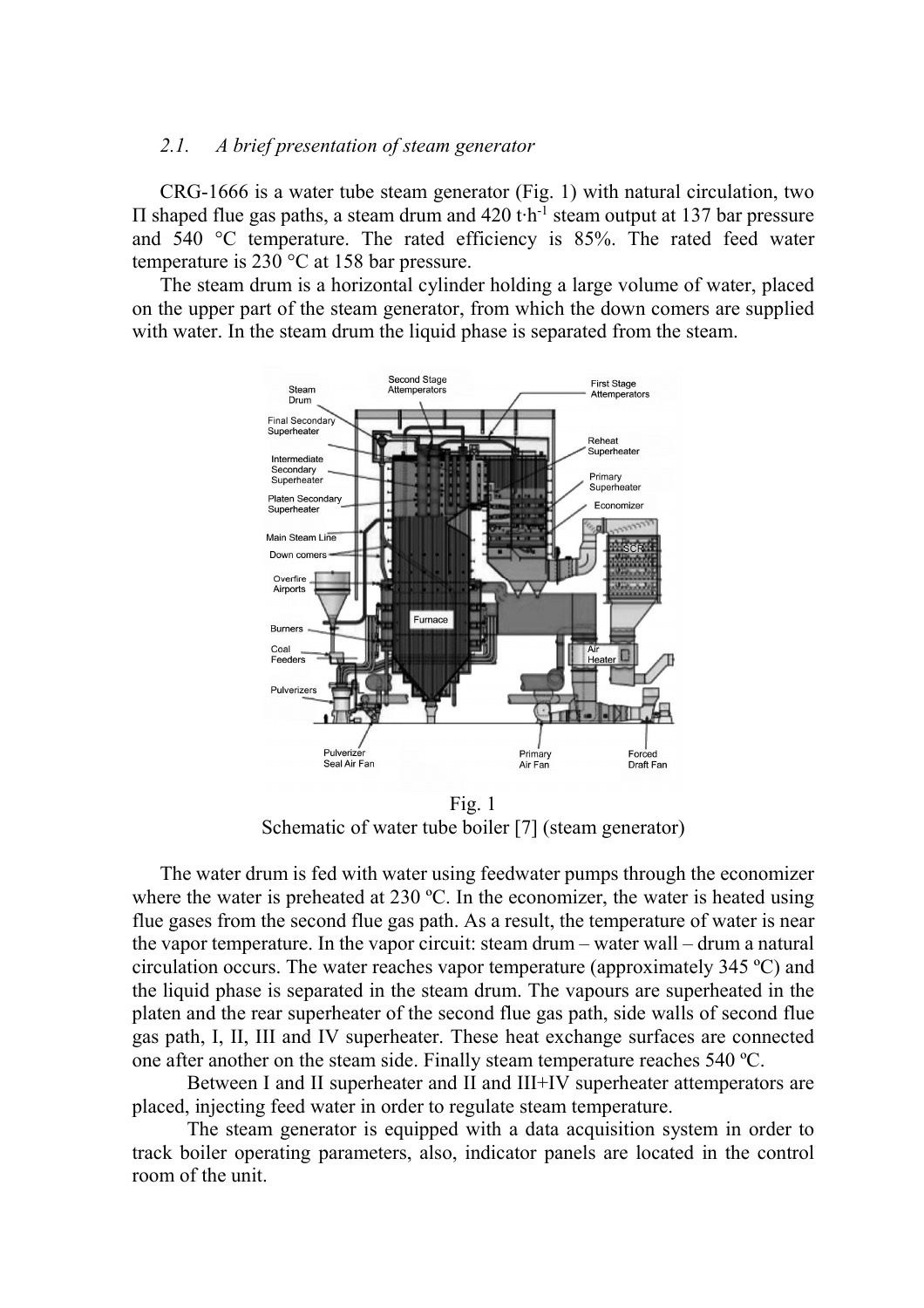### *2.1. A brief presentation of steam generator*

CRG-1666 is a water tube steam generator (Fig. 1) with natural circulation, two Π shaped flue gas paths, a steam drum and 420 $t{\cdot}h^{-1}$ steam output at 137 bar pressure and 540 °C temperature. The rated efficiency is 85%. The rated feed water temperature is 230 °C at 158 bar pressure.

The steam drum is a horizontal cylinder holding a large volume of water, placed on the upper part of the steam generator, from which the down comers are supplied with water. In the steam drum the liquid phase is separated from the steam.

Fig. 1
Schematic of water tube boiler [7] (steam generator)

The water drum is fed with water using feedwater pumps through the economizer where the water is preheated at 230 ºC. In the economizer, the water is heated using flue gases from the second flue gas path. As a result, the temperature of water is near the vapor temperature. In the vapor circuit: steam drum – water wall – drum a natural circulation occurs. The water reaches vapor temperature (approximately 345 ºC) and the liquid phase is separated in the steam drum. The vapours are superheated in the platen and the rear superheater of the second flue gas path, side walls of second flue gas path, I, II, III and IV superheater. These heat exchange surfaces are connected one after another on the steam side. Finally steam temperature reaches 540 ºC.

Between I and II superheater and II and III+IV superheater attemperators are placed, injecting feed water in order to regulate steam temperature.

The steam generator is equipped with a data acquisition system in order to track boiler operating parameters, also, indicator panels are located in the control room of the unit.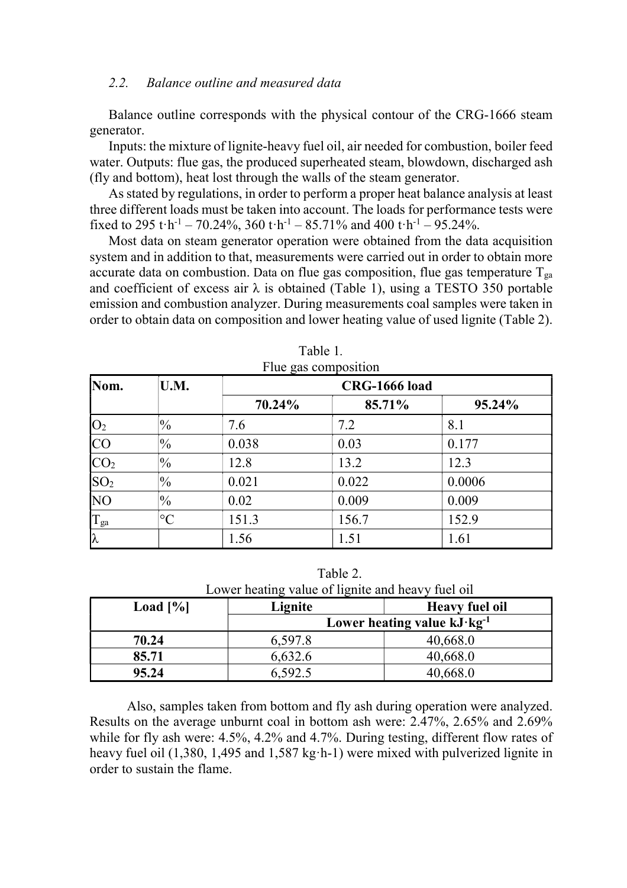### *2.2. Balance outline and measured data*

Balance outline corresponds with the physical contour of the CRG-1666 steam generator.

Inputs: the mixture of lignite-heavy fuel oil, air needed for combustion, boiler feed water. Outputs: flue gas, the produced superheated steam, blowdown, discharged ash (fly and bottom), heat lost through the walls of the steam generator.

As stated by regulations, in order to perform a proper heat balance analysis at least three different loads must be taken into account. The loads for performance tests were fixed to 295 $t \cdot h^{-1}$ – 70.24%, 360 $t \cdot h^{-1}$ – 85.71% and 400 $t \cdot h^{-1}$ – 95.24%.

Most data on steam generator operation were obtained from the data acquisition system and in addition to that, measurements were carried out in order to obtain more accurate data on combustion. Data on flue gas composition, flue gas temperature $T_{ga}$ and coefficient of excess air $\lambda$ is obtained (Table 1), using a TESTO 350 portable emission and combustion analyzer. During measurements coal samples were taken in order to obtain data on composition and lower heating value of used lignite (Table 2).

Table 1.
Flue gas composition

| Nom. | U.M. | CRG-1666 load | | |
|---|---|---|---|---|
| | | 70.24% | 85.71% | 95.24% |
| $O_2$ | % | 7.6 | 7.2 | 8.1 |
| CO | % | 0.038 | 0.03 | 0.177 |
| $CO_2$ | % | 12.8 | 13.2 | 12.3 |
| $SO_2$ | % | 0.021 | 0.022 | 0.0006 |
| NO | % | 0.02 | 0.009 | 0.009 |
| $T_{ga}$ | °C | 151.3 | 156.7 | 152.9 |
| $\lambda$ | | 1.56 | 1.51 | 1.61 |

Table 2.
Lower heating value of lignite and heavy fuel oil

| Load [%] | Lignite | Heavy fuel oil |
|---|---|---|
| | Lower heating value $kJ \cdot kg^{-1}$ | |
| **70.24** | 6,597.8 | 40,668.0 |
| **85.71** | 6,632.6 | 40,668.0 |
| **95.24** | 6,592.5 | 40,668.0 |

Also, samples taken from bottom and fly ash during operation were analyzed. Results on the average unburnt coal in bottom ash were: 2.47%, 2.65% and 2.69% while for fly ash were: 4.5%, 4.2% and 4.7%. During testing, different flow rates of heavy fuel oil (1,380, 1,495 and 1,587 kg·h-1) were mixed with pulverized lignite in order to sustain the flame.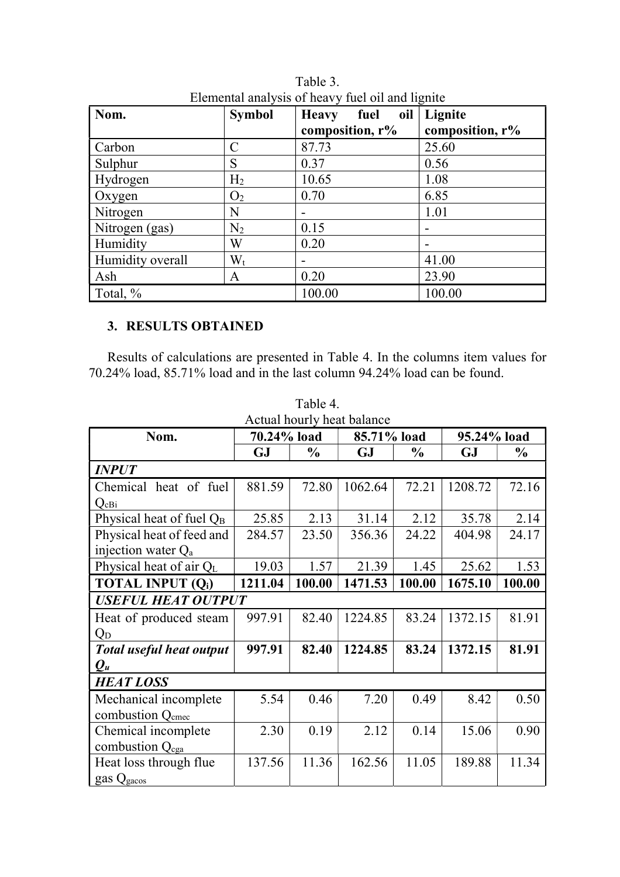Table 3.
Elemental analysis of heavy fuel oil and lignite

| Nom. | Symbol | Heavy fuel oil composition, r% | Lignite composition, r% |
|---|---|---|---|
| Carbon | C | 87.73 | 25.60 |
| Sulphur | S | 0.37 | 0.56 |
| Hydrogen | $H_2$ | 10.65 | 1.08 |
| Oxygen | $O_2$ | 0.70 | 6.85 |
| Nitrogen | N | - | 1.01 |
| Nitrogen (gas) | $N_2$ | 0.15 | - |
| Humidity | W | 0.20 | - |
| Humidity overall | $W_t$ | - | 41.00 |
| Ash | A | 0.20 | 23.90 |
| Total, % | | 100.00 | 100.00 |

## 3. RESULTS OBTAINED

Results of calculations are presented in Table 4. In the columns item values for 70.24% load, 85.71% load and in the last column 94.24% load can be found.

Table 4.
Actual hourly heat balance

| Nom. | 70.24% load | | 85.71% load | | 95.24% load | |
|---|---|---|---|---|---|---|
| | GJ | % | GJ | % | GJ | % |
| ***INPUT*** | | | | | | |
| Chemical heat of fuel $Q_{cBi}$ | 881.59 | 72.80 | 1062.64 | 72.21 | 1208.72 | 72.16 |
| Physical heat of fuel $Q_B$ | 25.85 | 2.13 | 31.14 | 2.12 | 35.78 | 2.14 |
| Physical heat of feed and injection water $Q_a$ | 284.57 | 23.50 | 356.36 | 24.22 | 404.98 | 24.17 |
| Physical heat of air $Q_L$ | 19.03 | 1.57 | 21.39 | 1.45 | 25.62 | 1.53 |
| **TOTAL INPUT ($Q_i$)** | **1211.04** | **100.00** | **1471.53** | **100.00** | **1675.10** | **100.00** |
| ***USEFUL HEAT OUTPUT*** | | | | | | |
| Heat of produced steam $Q_D$ | 997.91 | 82.40 | 1224.85 | 83.24 | 1372.15 | 81.91 |
| ***Total useful heat output $Q_u$*** | **997.91** | **82.40** | **1224.85** | **83.24** | **1372.15** | **81.91** |
| ***HEAT LOSS*** | | | | | | |
| Mechanical incomplete combustion $Q_{cmec}$ | 5.54 | 0.46 | 7.20 | 0.49 | 8.42 | 0.50 |
| Chemical incomplete combustion $Q_{cga}$ | 2.30 | 0.19 | 2.12 | 0.14 | 15.06 | 0.90 |
| Heat loss through flue gas $Q_{gacos}$ | 137.56 | 11.36 | 162.56 | 11.05 | 189.88 | 11.34 |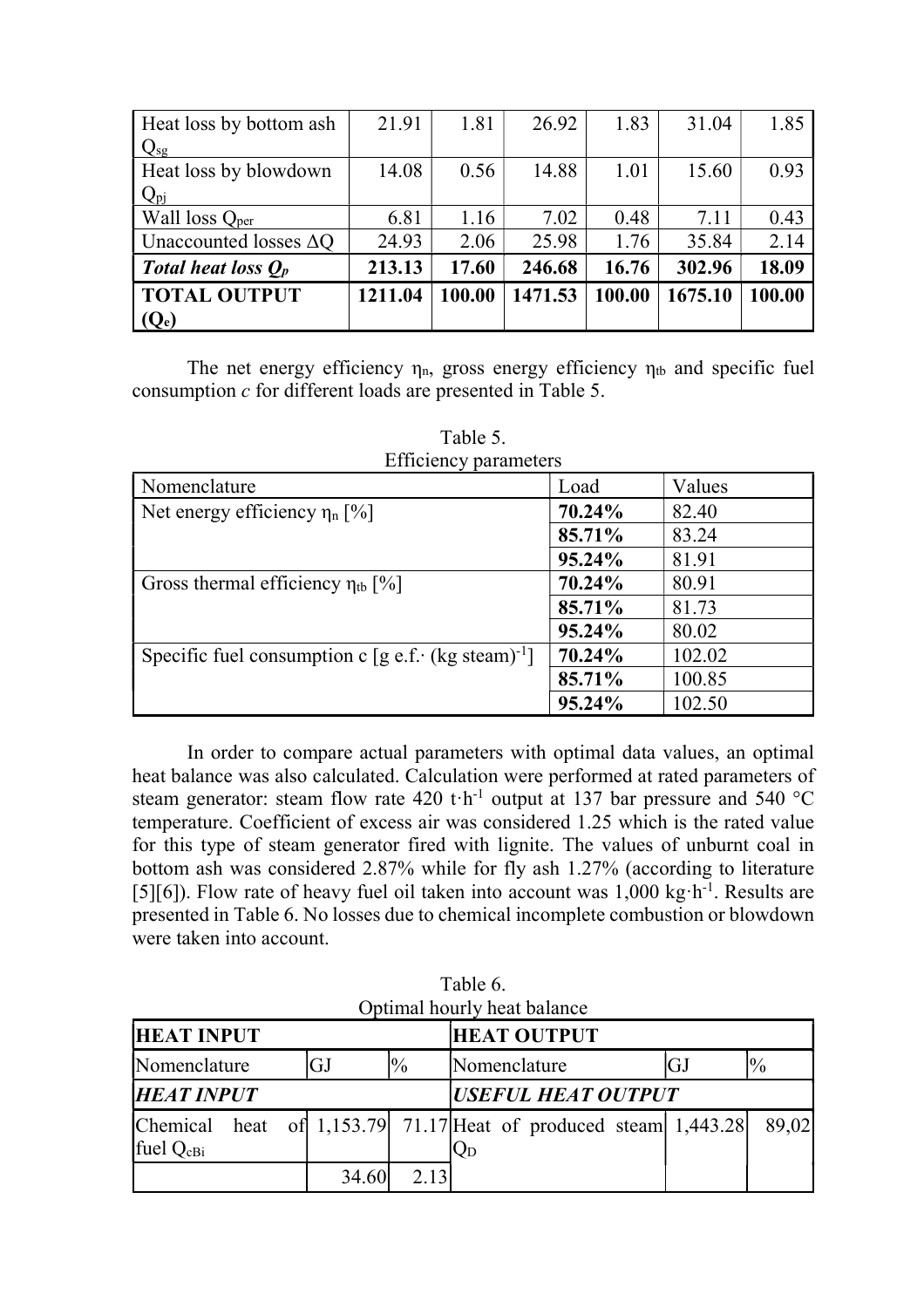| Heat loss by bottom ash $Q_{sg}$ | 21.91 | 1.81 | 26.92 | 1.83 | 31.04 | 1.85 |
|---|---|---|---|---|---|---|
| Heat loss by blowdown $Q_{pj}$ | 14.08 | 0.56 | 14.88 | 1.01 | 15.60 | 0.93 |
| Wall loss $Q_{per}$ | 6.81 | 1.16 | 7.02 | 0.48 | 7.11 | 0.43 |
| Unaccounted losses $\Delta Q$ | 24.93 | 2.06 | 25.98 | 1.76 | 35.84 | 2.14 |
| ***Total heat loss $Q_p$*** | **213.13** | **17.60** | **246.68** | **16.76** | **302.96** | **18.09** |
| **TOTAL OUTPUT ($Q_e$)** | **1211.04** | **100.00** | **1471.53** | **100.00** | **1675.10** | **100.00** |

The net energy efficiency $\eta_n$, gross energy efficiency $\eta_{tb}$ and specific fuel consumption *c* for different loads are presented in Table 5.

Table 5.
Efficiency parameters

| Nomenclature | Load | Values |
|---|---|---|
| Net energy efficiency $\eta_n$ [%] | **70.24%** | 82.40 |
| | **85.71%** | 83.24 |
| | **95.24%** | 81.91 |
| Gross thermal efficiency $\eta_{tb}$ [%] | **70.24%** | 80.91 |
| | **85.71%** | 81.73 |
| | **95.24%** | 80.02 |
| Specific fuel consumption c [g e.f.$\cdot$ (kg steam)$^{-1}$] | **70.24%** | 102.02 |
| | **85.71%** | 100.85 |
| | **95.24%** | 102.50 |

In order to compare actual parameters with optimal data values, an optimal heat balance was also calculated. Calculation were performed at rated parameters of steam generator: steam flow rate 420 t$\cdot$h$^{-1}$ output at 137 bar pressure and 540 °C temperature. Coefficient of excess air was considered 1.25 which is the rated value for this type of steam generator fired with lignite. The values of unburnt coal in bottom ash was considered 2.87% while for fly ash 1.27% (according to literature [5][6]). Flow rate of heavy fuel oil taken into account was 1,000 kg$\cdot$h$^{-1}$. Results are presented in Table 6. No losses due to chemical incomplete combustion or blowdown were taken into account.

Table 6.
Optimal hourly heat balance

| **HEAT INPUT** | | | **HEAT OUTPUT** | | |
|---|---|---|---|---|---|
| Nomenclature | GJ | % | Nomenclature | GJ | % |
| ***HEAT INPUT*** | | | ***USEFUL HEAT OUTPUT*** | | |
| Chemical heat of fuel $Q_{cBi}$ | 1,153.79 | 71.17 | Heat of produced steam $Q_D$ | 1,443.28 | 89,02 |
| | 34.60 | 2.13 | | | |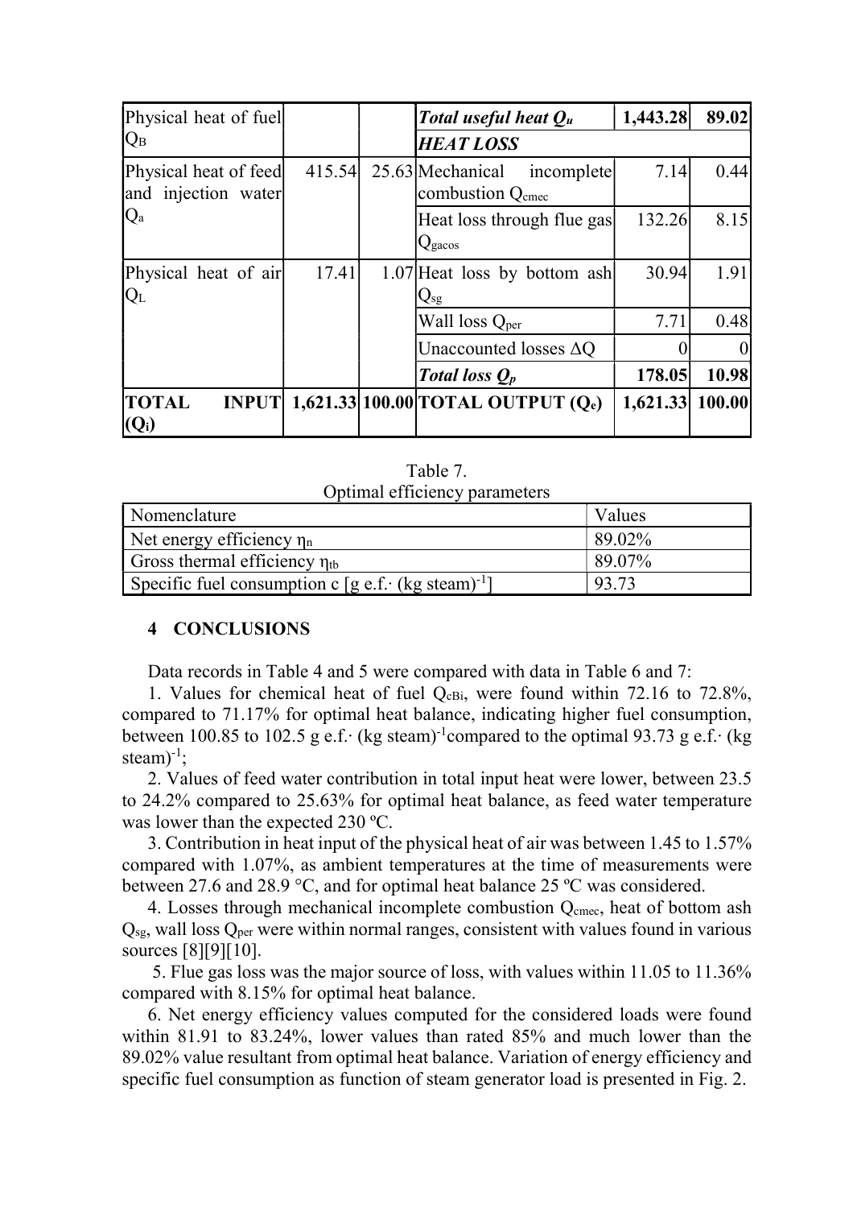| Physical heat of fuel $Q_B$ | | | ***Total useful heat $Q_u$*** | **1,443.28** | **89.02** |
|---|---|---|---|---|---|
| | | | ***HEAT LOSS*** | | |
| Physical heat of feed and injection water $Q_a$ | 415.54 | 25.63 | Mechanical incomplete combustion $Q_{cmec}$ | 7.14 | 0.44 |
| | | | Heat loss through flue gas $Q_{gacos}$ | 132.26 | 8.15 |
| Physical heat of air $Q_L$ | 17.41 | 1.07 | Heat loss by bottom ash $Q_{sg}$ | 30.94 | 1.91 |
| | | | Wall loss $Q_{per}$ | 7.71 | 0.48 |
| | | | Unaccounted losses $\Delta Q$ | 0 | 0 |
| | | | ***Total loss $Q_p$*** | **178.05** | **10.98** |
| **TOTAL INPUT ($Q_i$)** | **1,621.33** | **100.00** | **TOTAL OUTPUT ($Q_e$)** | **1,621.33** | **100.00** |

Table 7.
Optimal efficiency parameters

| Nomenclature | Values |
|---|---|
| Net energy efficiency $\eta_n$ | 89.02% |
| Gross thermal efficiency $\eta_{tb}$ | 89.07% |
| Specific fuel consumption c [g e.f.$\cdot$ (kg steam)$^{-1}$] | 93.73 |

## 4 CONCLUSIONS

Data records in Table 4 and 5 were compared with data in Table 6 and 7:

1. Values for chemical heat of fuel $Q_{cBi}$, were found within 72.16 to 72.8%, compared to 71.17% for optimal heat balance, indicating higher fuel consumption, between 100.85 to 102.5 g e.f.$\cdot$ (kg steam)$^{-1}$compared to the optimal 93.73 g e.f.$\cdot$ (kg steam)$^{-1}$;

2. Values of feed water contribution in total input heat were lower, between 23.5 to 24.2% compared to 25.63% for optimal heat balance, as feed water temperature was lower than the expected 230 ºC.

3. Contribution in heat input of the physical heat of air was between 1.45 to 1.57% compared with 1.07%, as ambient temperatures at the time of measurements were between 27.6 and 28.9 °C, and for optimal heat balance 25 ºC was considered.

4. Losses through mechanical incomplete combustion $Q_{cmec}$, heat of bottom ash $Q_{sg}$, wall loss $Q_{per}$ were within normal ranges, consistent with values found in various sources [8][9][10].

5. Flue gas loss was the major source of loss, with values within 11.05 to 11.36% compared with 8.15% for optimal heat balance.

6. Net energy efficiency values computed for the considered loads were found within 81.91 to 83.24%, lower values than rated 85% and much lower than the 89.02% value resultant from optimal heat balance. Variation of energy efficiency and specific fuel consumption as function of steam generator load is presented in Fig. 2.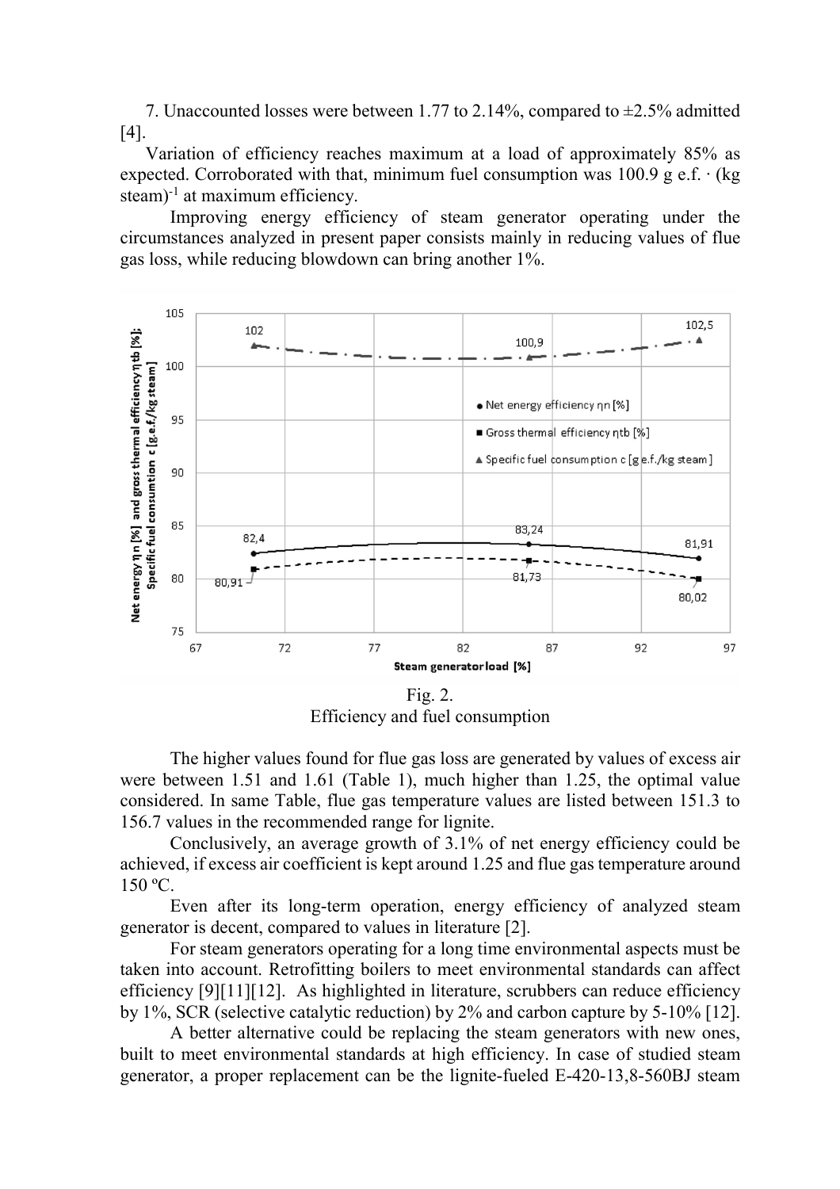7. Unaccounted losses were between 1.77 to 2.14%, compared to ±2.5% admitted [4].

Variation of efficiency reaches maximum at a load of approximately 85% as expected. Corroborated with that, minimum fuel consumption was 100.9 g e.f. · (kg steam)$^{-1}$ at maximum efficiency.

Improving energy efficiency of steam generator operating under the circumstances analyzed in present paper consists mainly in reducing values of flue gas loss, while reducing blowdown can bring another 1%.

Fig. 2.
Efficiency and fuel consumption

The higher values found for flue gas loss are generated by values of excess air were between 1.51 and 1.61 (Table 1), much higher than 1.25, the optimal value considered. In same Table, flue gas temperature values are listed between 151.3 to 156.7 values in the recommended range for lignite.

Conclusively, an average growth of 3.1% of net energy efficiency could be achieved, if excess air coefficient is kept around 1.25 and flue gas temperature around 150 ºC.

Even after its long-term operation, energy efficiency of analyzed steam generator is decent, compared to values in literature [2].

For steam generators operating for a long time environmental aspects must be taken into account. Retrofitting boilers to meet environmental standards can affect efficiency [9][11][12]. As highlighted in literature, scrubbers can reduce efficiency by 1%, SCR (selective catalytic reduction) by 2% and carbon capture by 5-10% [12].

A better alternative could be replacing the steam generators with new ones, built to meet environmental standards at high efficiency. In case of studied steam generator, a proper replacement can be the lignite-fueled E-420-13,8-560BJ steam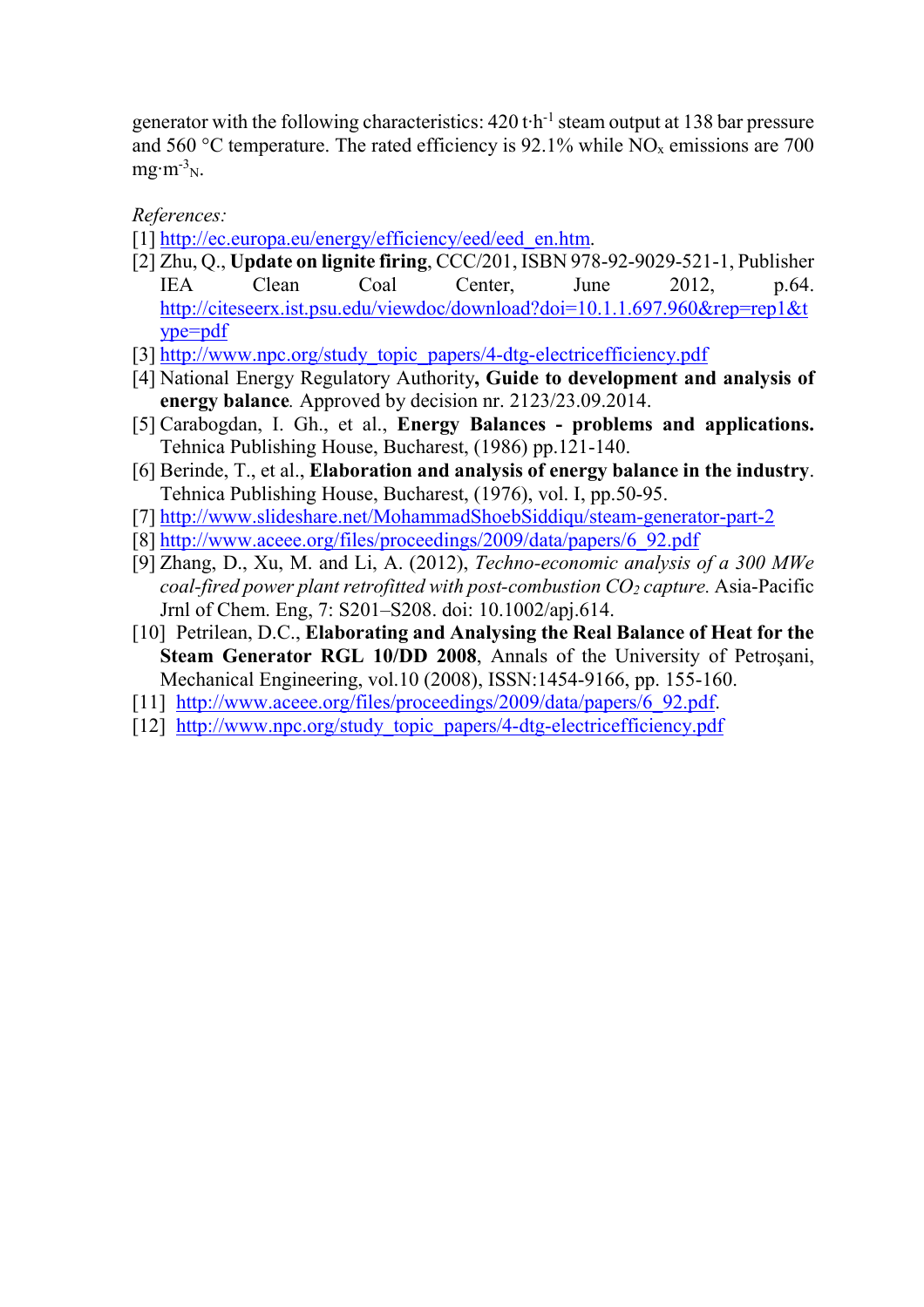generator with the following characteristics: 420 $t \cdot h^{-1}$ steam output at 138 bar pressure and 560 °C temperature. The rated efficiency is 92.1% while $NO_x$ emissions are 700 $mg \cdot m^{-3}_N$.

*References:*

[1] http://ec.europa.eu/energy/efficiency/eed/eed_en.htm.

[2] Zhu, Q., **Update on lignite firing**, CCC/201, ISBN 978-92-9029-521-1, Publisher IEA Clean Coal Center, June 2012, p.64. http://citeseerx.ist.psu.edu/viewdoc/download?doi=10.1.1.697.960&rep=rep1&type=pdf

[3] http://www.npc.org/study_topic_papers/4-dtg-electricefficiency.pdf

[4] National Energy Regulatory Authority**, Guide to development and analysis of energy balance***.* Approved by decision nr. 2123/23.09.2014.

[5] Carabogdan, I. Gh., et al., **Energy Balances - problems and applications.** Tehnica Publishing House, Bucharest, (1986) pp.121-140.

[6] Berinde, T., et al., **Elaboration and analysis of energy balance in the industry**. Tehnica Publishing House, Bucharest, (1976), vol. I, pp.50-95.

[7] http://www.slideshare.net/MohammadShoebSiddiqu/steam-generator-part-2

[8] http://www.aceee.org/files/proceedings/2009/data/papers/6_92.pdf

[9] Zhang, D., Xu, M. and Li, A. (2012), *Techno-economic analysis of a 300 MWe coal-fired power plant retrofitted with post-combustion $CO_2$ capture.* Asia-Pacific Jrnl of Chem. Eng, 7: S201–S208. doi: 10.1002/apj.614.

[10] Petrilean, D.C., **Elaborating and Analysing the Real Balance of Heat for the Steam Generator RGL 10/DD 2008**, Annals of the University of Petroşani, Mechanical Engineering, vol.10 (2008), ISSN:1454-9166, pp. 155-160.

[11] http://www.aceee.org/files/proceedings/2009/data/papers/6_92.pdf.

[12] http://www.npc.org/study_topic_papers/4-dtg-electricefficiency.pdf